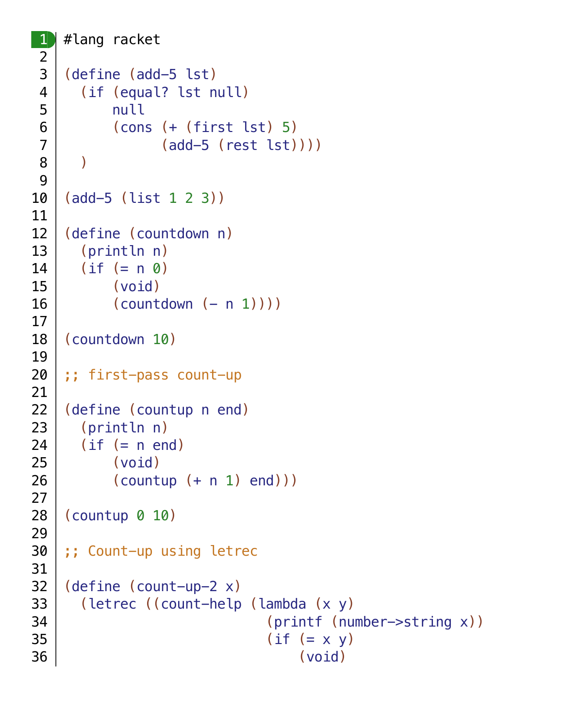```racket
#lang racket

(define (add-5 lst)
  (if (equal? lst null)
      null
      (cons (+ (first lst) 5)
            (add-5 (rest lst))))
  )

(add-5 (list 1 2 3))

(define (countdown n)
  (println n)
  (if (= n 0)
      (void)
      (countdown (- n 1))))

(countdown 10)

;; first-pass count-up

(define (countup n end)
  (println n)
  (if (= n end)
      (void)
      (countup (+ n 1) end)))

(countup 0 10)

;; Count-up using letrec

(define (count-up-2 x)
  (letrec ((count-help (lambda (x y)
                         (printf (number->string x))
                         (if (= x y)
                             (void)
```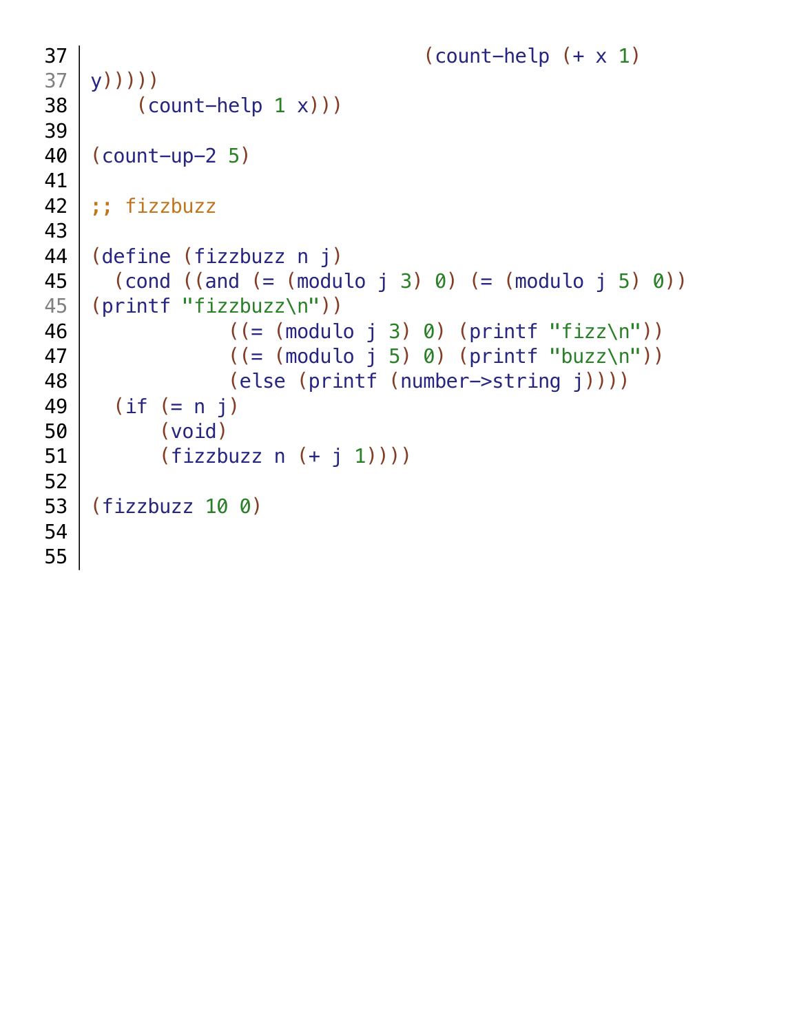```
                             (count-help (+ x 1)
y)))))
    (count-help 1 x)))

(count-up-2 5)

;; fizzbuzz

(define (fizzbuzz n j)
  (cond ((and (= (modulo j 3) 0) (= (modulo j 5) 0))
(printf "fizzbuzz\n"))
            ((= (modulo j 3) 0) (printf "fizz\n"))
            ((= (modulo j 5) 0) (printf "buzz\n"))
            (else (printf (number->string j))))
  (if (= n j)
      (void)
      (fizzbuzz n (+ j 1))))

(fizzbuzz 10 0)
```